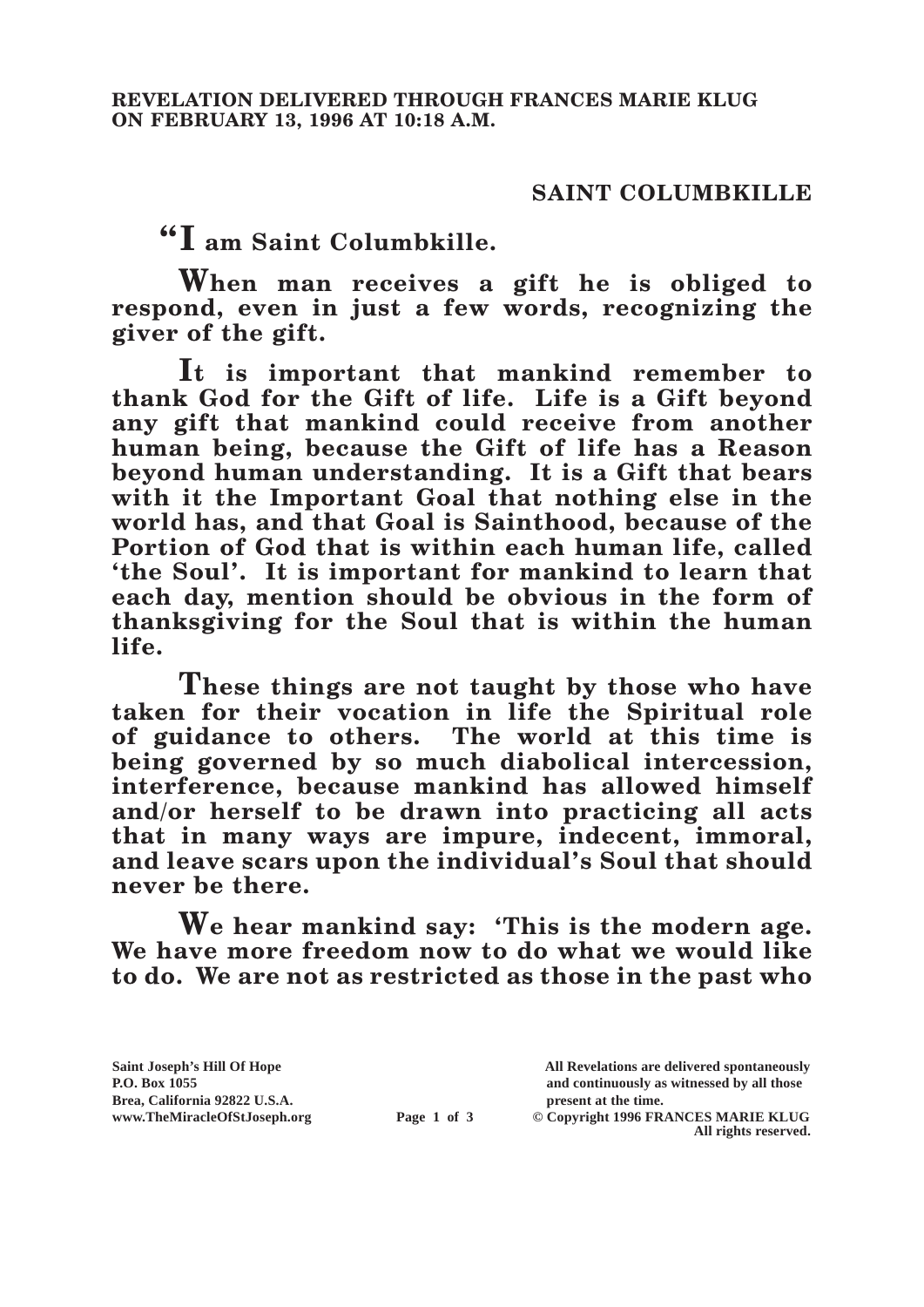**REVELATION DELIVERED THROUGH FRANCES MARIE KLUG ON FEBRUARY 13, 1996 AT 10:18 A.M.**

## SAINT COLUMBKILLE

**"I am Saint Columbkille.**

**When man receives a gift he is obliged to respond, even in just a few words, recognizing the giver of the gift.**

**It is important that mankind remember to thank God for the Gift of life. Life is a Gift beyond any gift that mankind could receive from another human being, because the Gift of life has a Reason beyond human understanding. It is a Gift that bears with it the Important Goal that nothing else in the world has, and that Goal is Sainthood, because of the Portion of God that is within each human life, called 'the Soul'. It is important for mankind to learn that each day, mention should be obvious in the form of thanksgiving for the Soul that is within the human life.**

**These things are not taught by those who have taken for their vocation in life the Spiritual role of guidance to others. The world at this time is being governed by so much diabolical intercession, interference, because mankind has allowed himself and/or herself to be drawn into practicing all acts that in many ways are impure, indecent, immoral, and leave scars upon the individual's Soul that should never be there.**

**We hear mankind say: 'This is the modern age. We have more freedom now to do what we would like to do. We are not as restricted as those in the past who**

Saint Joseph's Hill Of Hope
P.O. Box 1055
Brea, California 92822 U.S.A.
www.TheMiracleOfStJoseph.org

All Revelations are delivered spontaneously and continuously as witnessed by all those present at the time.
© Copyright 1996 FRANCES MARIE KLUG
All rights reserved.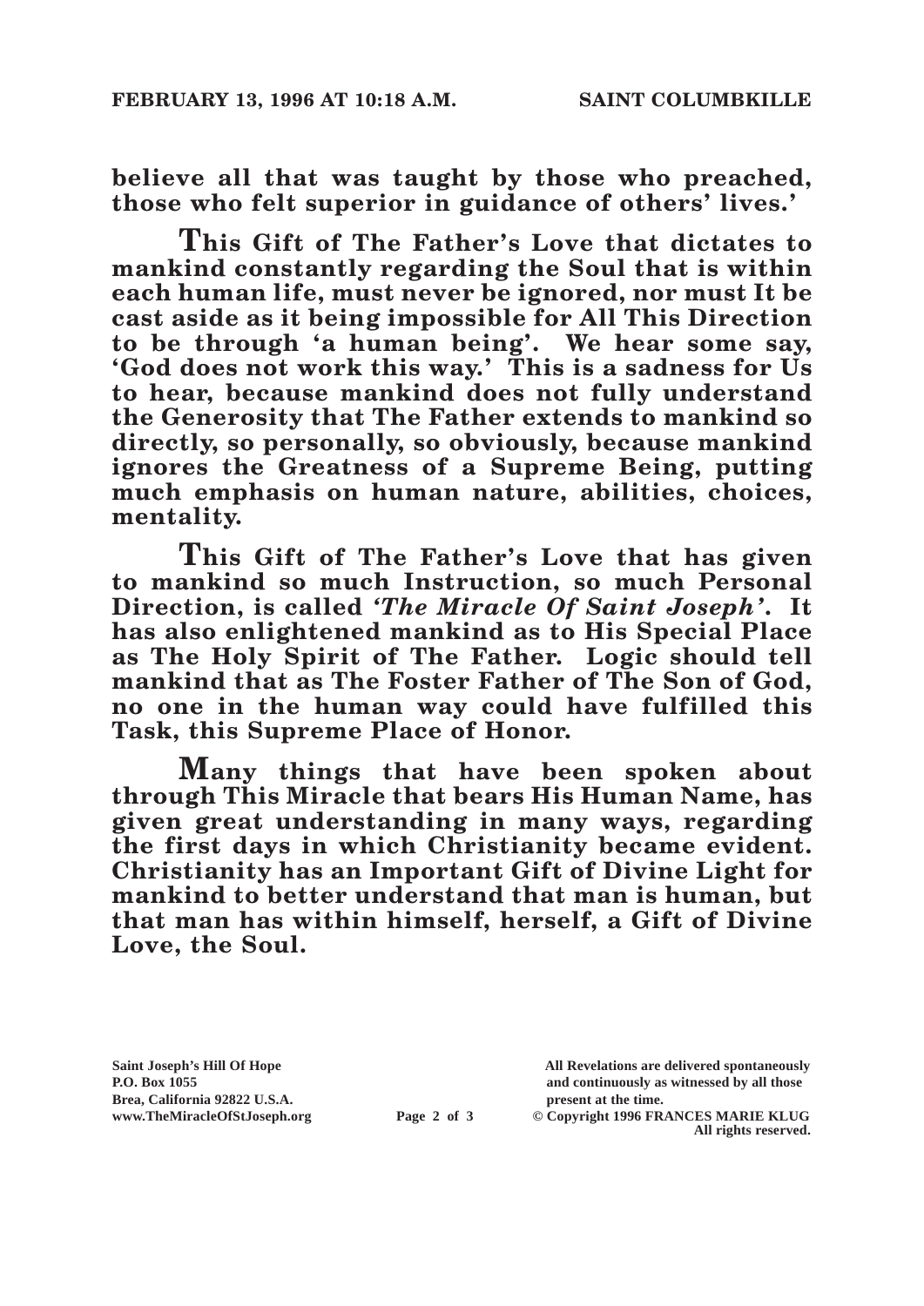**believe all that was taught by those who preached, those who felt superior in guidance of others' lives.'**

**This Gift of The Father's Love that dictates to mankind constantly regarding the Soul that is within each human life, must never be ignored, nor must It be cast aside as it being impossible for All This Direction to be through 'a human being'. We hear some say, 'God does not work this way.' This is a sadness for Us to hear, because mankind does not fully understand the Generosity that The Father extends to mankind so directly, so personally, so obviously, because mankind ignores the Greatness of a Supreme Being, putting much emphasis on human nature, abilities, choices, mentality.**

**This Gift of The Father's Love that has given to mankind so much Instruction, so much Personal Direction, is called *'The Miracle Of Saint Joseph'*. It has also enlightened mankind as to His Special Place as The Holy Spirit of The Father. Logic should tell mankind that as The Foster Father of The Son of God, no one in the human way could have fulfilled this Task, this Supreme Place of Honor.**

**Many things that have been spoken about through This Miracle that bears His Human Name, has given great understanding in many ways, regarding the first days in which Christianity became evident. Christianity has an Important Gift of Divine Light for mankind to better understand that man is human, but that man has within himself, herself, a Gift of Divine Love, the Soul.**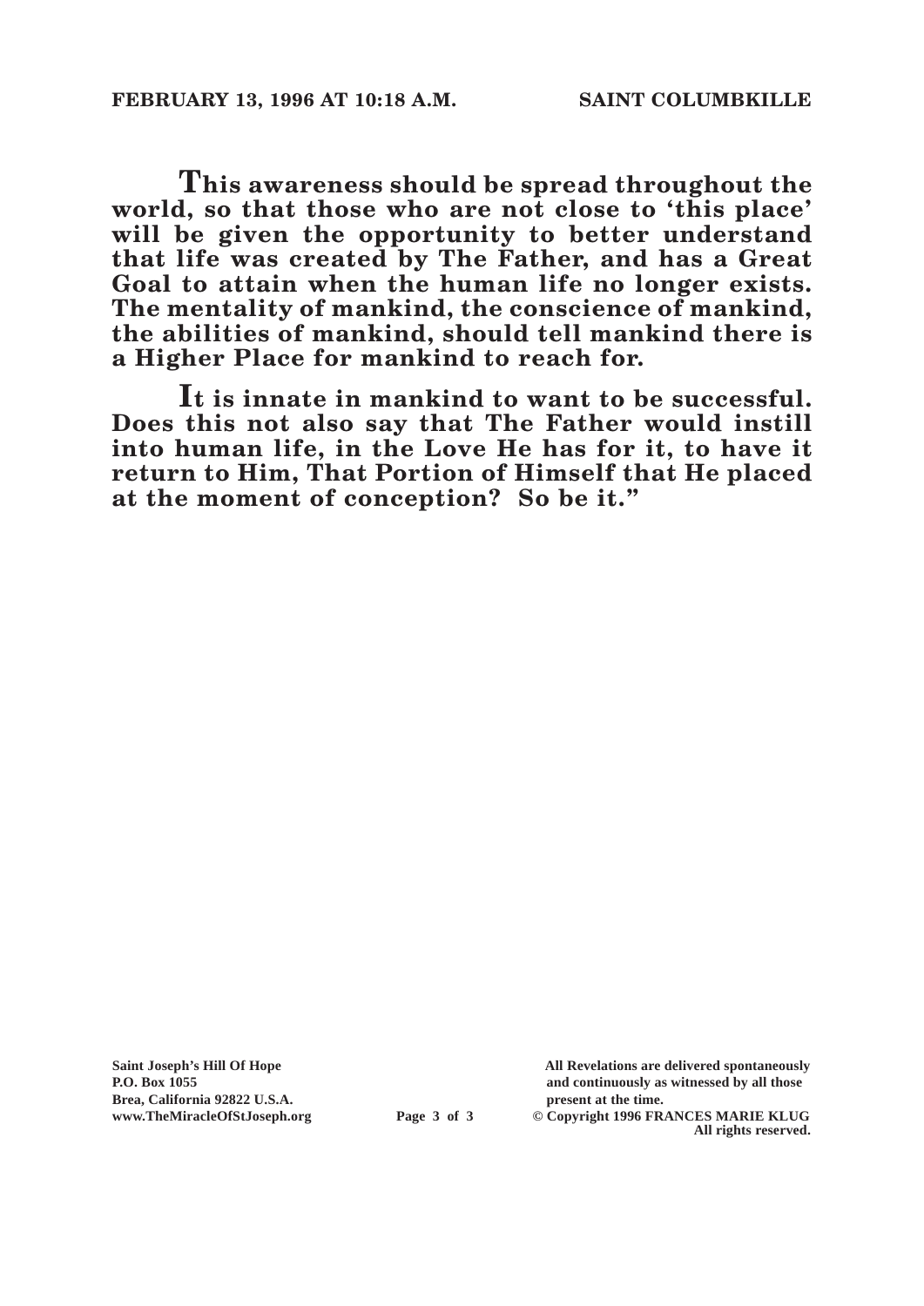**This awareness should be spread throughout the world, so that those who are not close to 'this place' will be given the opportunity to better understand that life was created by The Father, and has a Great Goal to attain when the human life no longer exists. The mentality of mankind, the conscience of mankind, the abilities of mankind, should tell mankind there is a Higher Place for mankind to reach for.**

**It is innate in mankind to want to be successful. Does this not also say that The Father would instill into human life, in the Love He has for it, to have it return to Him, That Portion of Himself that He placed at the moment of conception? So be it."**